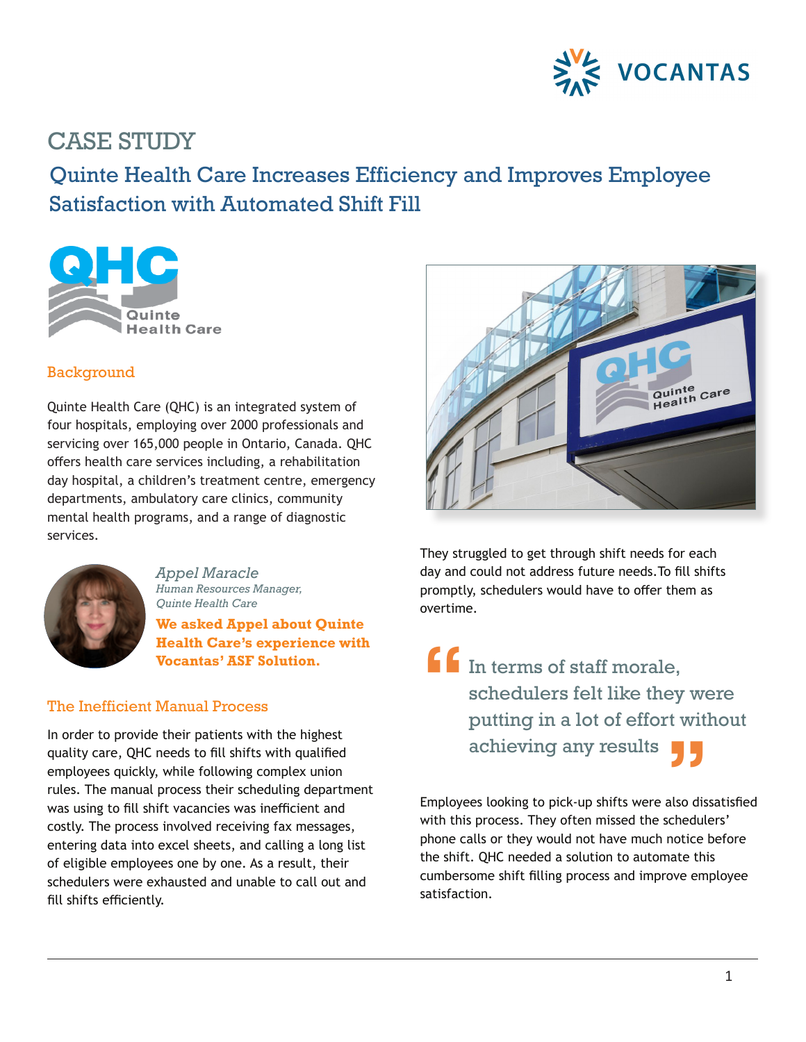# CASE STUDY

## Quinte Health Care Increases Efficiency and Improves Employee Satisfaction with Automated Shift Fill

### Background

Quinte Health Care (QHC) is an integrated system of four hospitals, employing over 2000 professionals and servicing over 165,000 people in Ontario, Canada. QHC offers health care services including, a rehabilitation day hospital, a children's treatment centre, emergency departments, ambulatory care clinics, community mental health programs, and a range of diagnostic services.

*Appel Maracle*
*Human Resources Manager, Quinte Health Care*

**We asked Appel about Quinte Health Care's experience with Vocantas' ASF Solution.**

### The Inefficient Manual Process

In order to provide their patients with the highest quality care, QHC needs to fill shifts with qualified employees quickly, while following complex union rules. The manual process their scheduling department was using to fill shift vacancies was inefficient and costly. The process involved receiving fax messages, entering data into excel sheets, and calling a long list of eligible employees one by one. As a result, their schedulers were exhausted and unable to call out and fill shifts efficiently. They struggled to get through shift needs for each day and could not address future needs. To fill shifts promptly, schedulers would have to offer them as overtime.

> "In terms of staff morale, schedulers felt like they were putting in a lot of effort without achieving any results"

Employees looking to pick-up shifts were also dissatisfied with this process. They often missed the schedulers' phone calls or they would not have much notice before the shift. QHC needed a solution to automate this cumbersome shift filling process and improve employee satisfaction.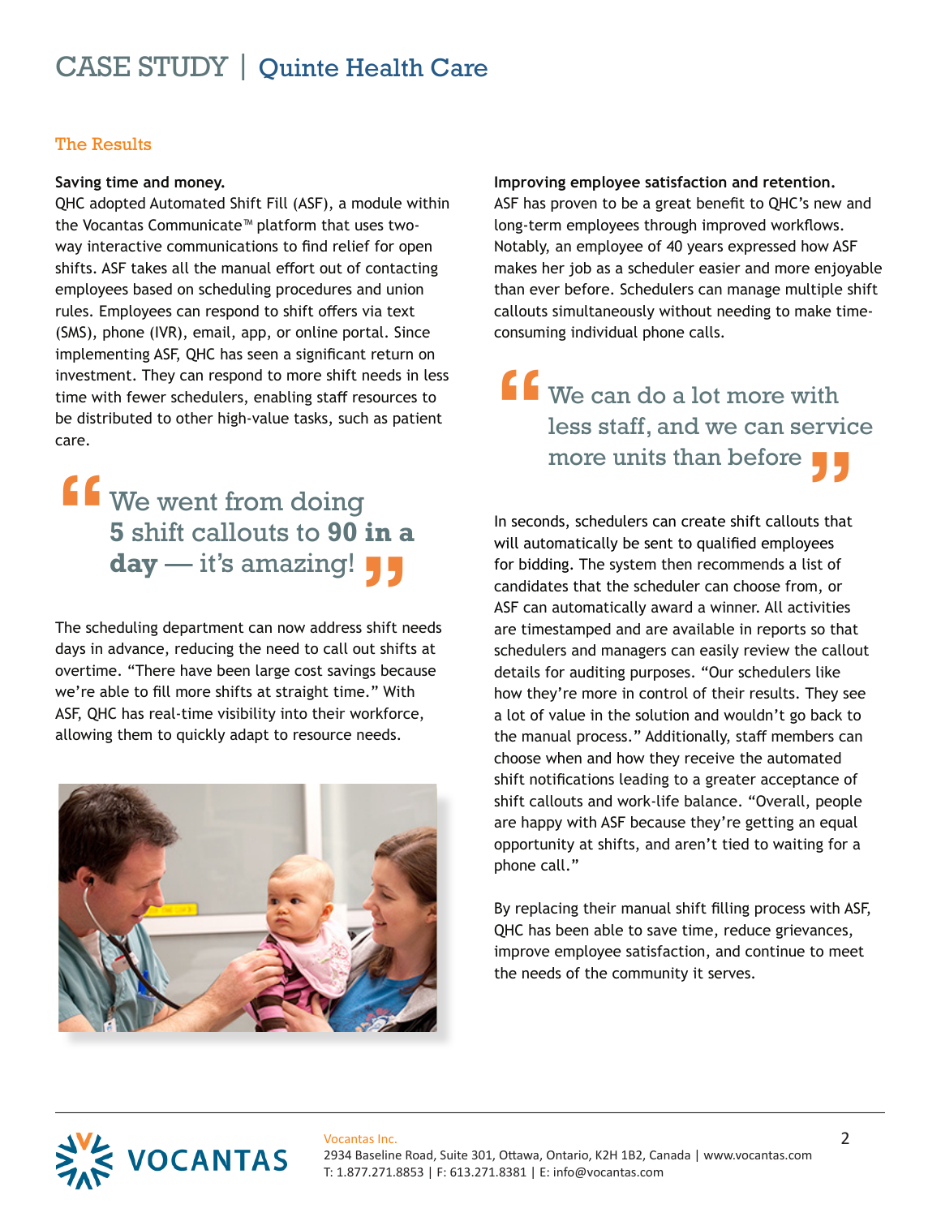# CASE STUDY | Quinte Health Care

## The Results

**Saving time and money.**
QHC adopted Automated Shift Fill (ASF), a module within the Vocantas Communicate™ platform that uses two-way interactive communications to find relief for open shifts. ASF takes all the manual effort out of contacting employees based on scheduling procedures and union rules. Employees can respond to shift offers via text (SMS), phone (IVR), email, app, or online portal. Since implementing ASF, QHC has seen a significant return on investment. They can respond to more shift needs in less time with fewer schedulers, enabling staff resources to be distributed to other high-value tasks, such as patient care.

> “We went from doing **5** shift callouts to **90 in a day** — it’s amazing!”

The scheduling department can now address shift needs days in advance, reducing the need to call out shifts at overtime. “There have been large cost savings because we’re able to fill more shifts at straight time.” With ASF, QHC has real-time visibility into their workforce, allowing them to quickly adapt to resource needs.

**Improving employee satisfaction and retention.**
ASF has proven to be a great benefit to QHC’s new and long-term employees through improved workflows. Notably, an employee of 40 years expressed how ASF makes her job as a scheduler easier and more enjoyable than ever before. Schedulers can manage multiple shift callouts simultaneously without needing to make time-consuming individual phone calls.

> “We can do a lot more with less staff, and we can service more units than before”

In seconds, schedulers can create shift callouts that will automatically be sent to qualified employees for bidding. The system then recommends a list of candidates that the scheduler can choose from, or ASF can automatically award a winner. All activities are timestamped and are available in reports so that schedulers and managers can easily review the callout details for auditing purposes. “Our schedulers like how they’re more in control of their results. They see a lot of value in the solution and wouldn’t go back to the manual process.” Additionally, staff members can choose when and how they receive the automated shift notifications leading to a greater acceptance of shift callouts and work-life balance. “Overall, people are happy with ASF because they’re getting an equal opportunity at shifts, and aren’t tied to waiting for a phone call.”

By replacing their manual shift filling process with ASF, QHC has been able to save time, reduce grievances, improve employee satisfaction, and continue to meet the needs of the community it serves.

VOCANTAS

Vocantas Inc.
2934 Baseline Road, Suite 301, Ottawa, Ontario, K2H 1B2, Canada | www.vocantas.com
T: 1.877.271.8853 | F: 613.271.8381 | E: info@vocantas.com